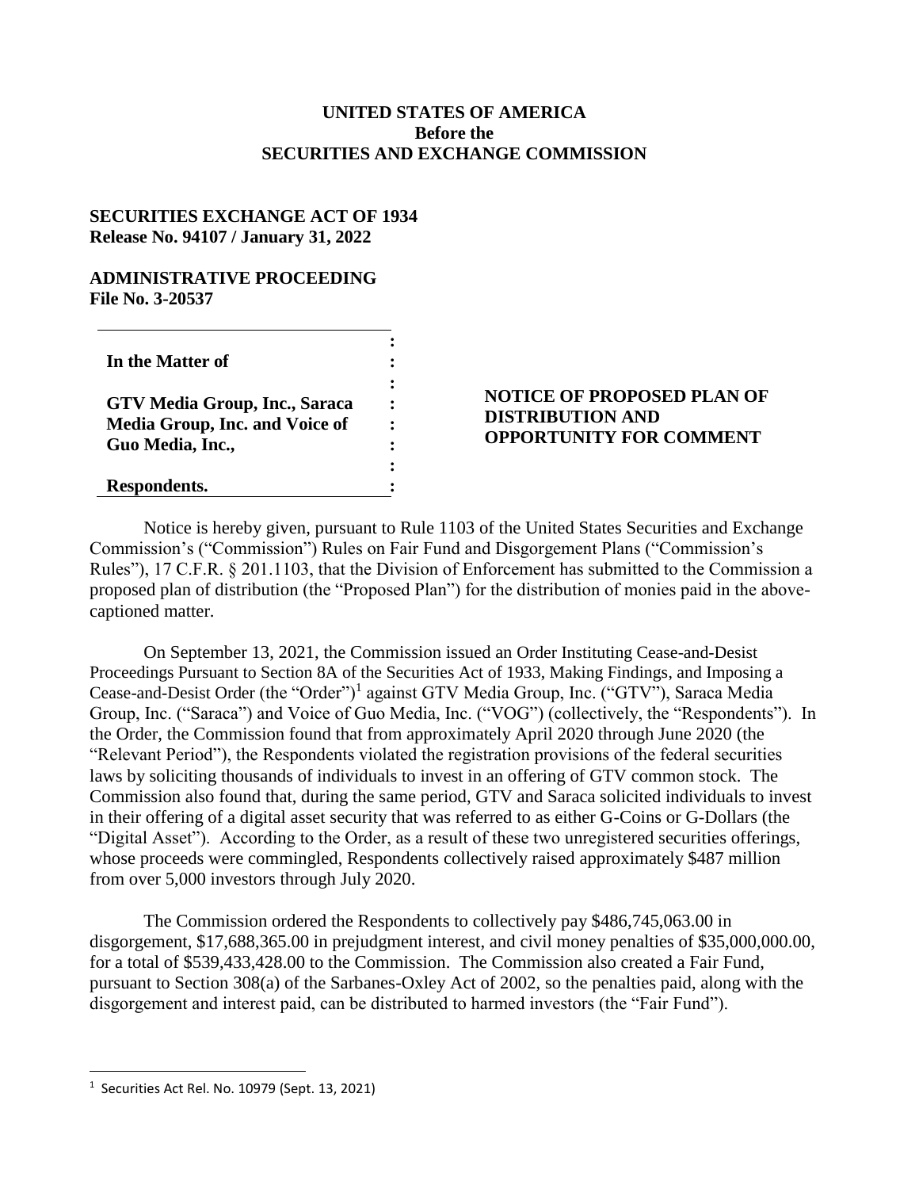**UNITED STATES OF AMERICA**
**Before the**
**SECURITIES AND EXCHANGE COMMISSION**

**SECURITIES EXCHANGE ACT OF 1934**
**Release No. 94107 / January 31, 2022**

**ADMINISTRATIVE PROCEEDING**
**File No. 3-20537**

| | |
|---|---|
| **In the Matter of**<br><br>**GTV Media Group, Inc., Saraca Media Group, Inc. and Voice of Guo Media, Inc.,**<br><br>**Respondents.** | **NOTICE OF PROPOSED PLAN OF DISTRIBUTION AND OPPORTUNITY FOR COMMENT** |

Notice is hereby given, pursuant to Rule 1103 of the United States Securities and Exchange Commission's ("Commission") Rules on Fair Fund and Disgorgement Plans ("Commission's Rules"), 17 C.F.R. § 201.1103, that the Division of Enforcement has submitted to the Commission a proposed plan of distribution (the "Proposed Plan") for the distribution of monies paid in the above-captioned matter.

On September 13, 2021, the Commission issued an Order Instituting Cease-and-Desist Proceedings Pursuant to Section 8A of the Securities Act of 1933, Making Findings, and Imposing a Cease-and-Desist Order (the "Order")[1] against GTV Media Group, Inc. ("GTV"), Saraca Media Group, Inc. ("Saraca") and Voice of Guo Media, Inc. ("VOG") (collectively, the "Respondents"). In the Order, the Commission found that from approximately April 2020 through June 2020 (the "Relevant Period"), the Respondents violated the registration provisions of the federal securities laws by soliciting thousands of individuals to invest in an offering of GTV common stock. The Commission also found that, during the same period, GTV and Saraca solicited individuals to invest in their offering of a digital asset security that was referred to as either G-Coins or G-Dollars (the "Digital Asset"). According to the Order, as a result of these two unregistered securities offerings, whose proceeds were commingled, Respondents collectively raised approximately $487 million from over 5,000 investors through July 2020.

The Commission ordered the Respondents to collectively pay $486,745,063.00 in disgorgement, $17,688,365.00 in prejudgment interest, and civil money penalties of $35,000,000.00, for a total of $539,433,428.00 to the Commission. The Commission also created a Fair Fund, pursuant to Section 308(a) of the Sarbanes-Oxley Act of 2002, so the penalties paid, along with the disgorgement and interest paid, can be distributed to harmed investors (the "Fair Fund").

---

[1] Securities Act Rel. No. 10979 (Sept. 13, 2021)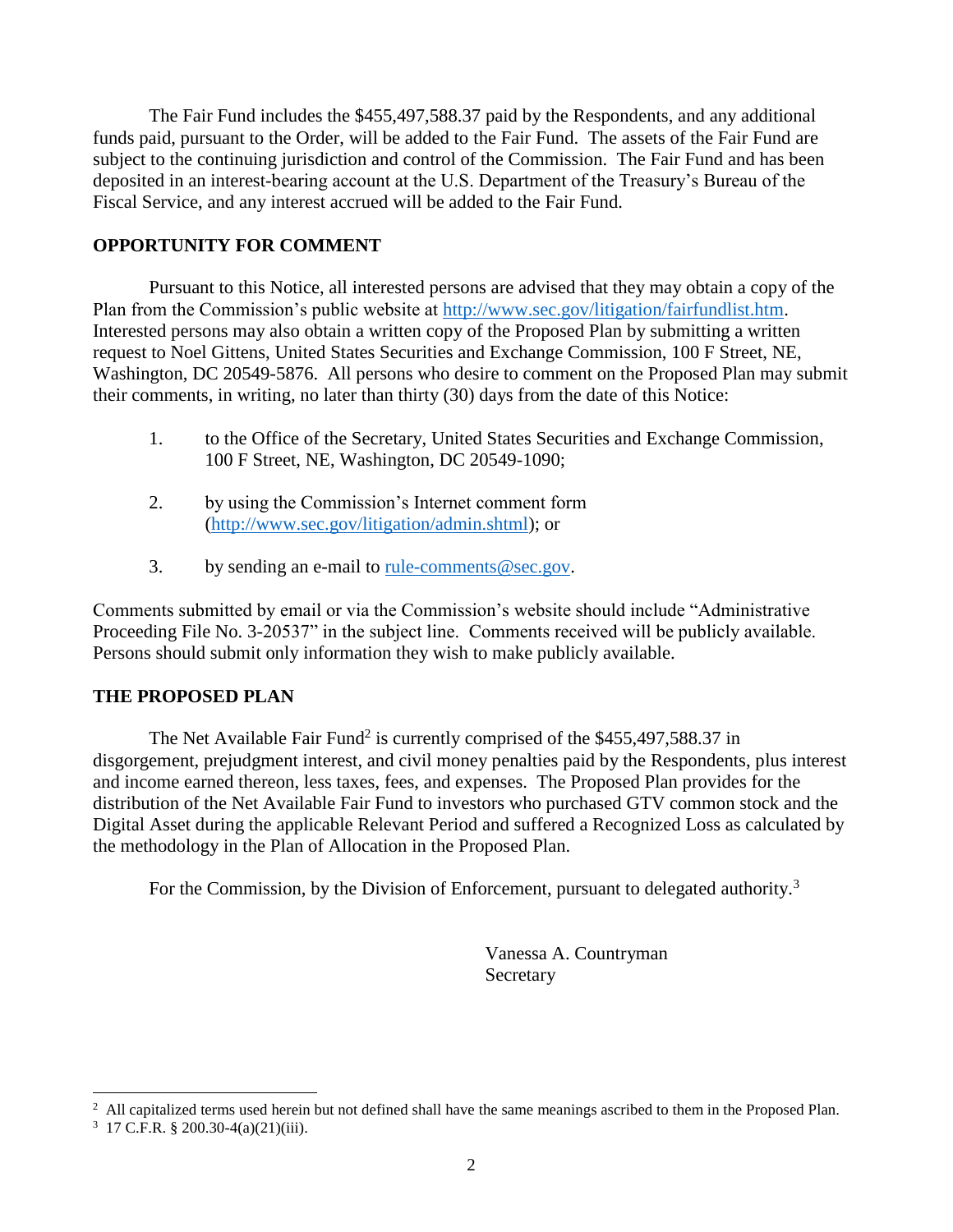The Fair Fund includes the $455,497,588.37 paid by the Respondents, and any additional funds paid, pursuant to the Order, will be added to the Fair Fund. The assets of the Fair Fund are subject to the continuing jurisdiction and control of the Commission. The Fair Fund and has been deposited in an interest-bearing account at the U.S. Department of the Treasury's Bureau of the Fiscal Service, and any interest accrued will be added to the Fair Fund.

**OPPORTUNITY FOR COMMENT**

Pursuant to this Notice, all interested persons are advised that they may obtain a copy of the Plan from the Commission's public website at http://www.sec.gov/litigation/fairfundlist.htm. Interested persons may also obtain a written copy of the Proposed Plan by submitting a written request to Noel Gittens, United States Securities and Exchange Commission, 100 F Street, NE, Washington, DC 20549-5876. All persons who desire to comment on the Proposed Plan may submit their comments, in writing, no later than thirty (30) days from the date of this Notice:

1. to the Office of the Secretary, United States Securities and Exchange Commission, 100 F Street, NE, Washington, DC 20549-1090;

2. by using the Commission's Internet comment form (http://www.sec.gov/litigation/admin.shtml); or

3. by sending an e-mail to rule-comments@sec.gov.

Comments submitted by email or via the Commission's website should include "Administrative Proceeding File No. 3-20537" in the subject line. Comments received will be publicly available. Persons should submit only information they wish to make publicly available.

**THE PROPOSED PLAN**

The Net Available Fair Fund[2] is currently comprised of the $455,497,588.37 in disgorgement, prejudgment interest, and civil money penalties paid by the Respondents, plus interest and income earned thereon, less taxes, fees, and expenses. The Proposed Plan provides for the distribution of the Net Available Fair Fund to investors who purchased GTV common stock and the Digital Asset during the applicable Relevant Period and suffered a Recognized Loss as calculated by the methodology in the Plan of Allocation in the Proposed Plan.

For the Commission, by the Division of Enforcement, pursuant to delegated authority.[3]

Vanessa A. Countryman
Secretary

[2] All capitalized terms used herein but not defined shall have the same meanings ascribed to them in the Proposed Plan.

[3] 17 C.F.R. § 200.30-4(a)(21)(iii).